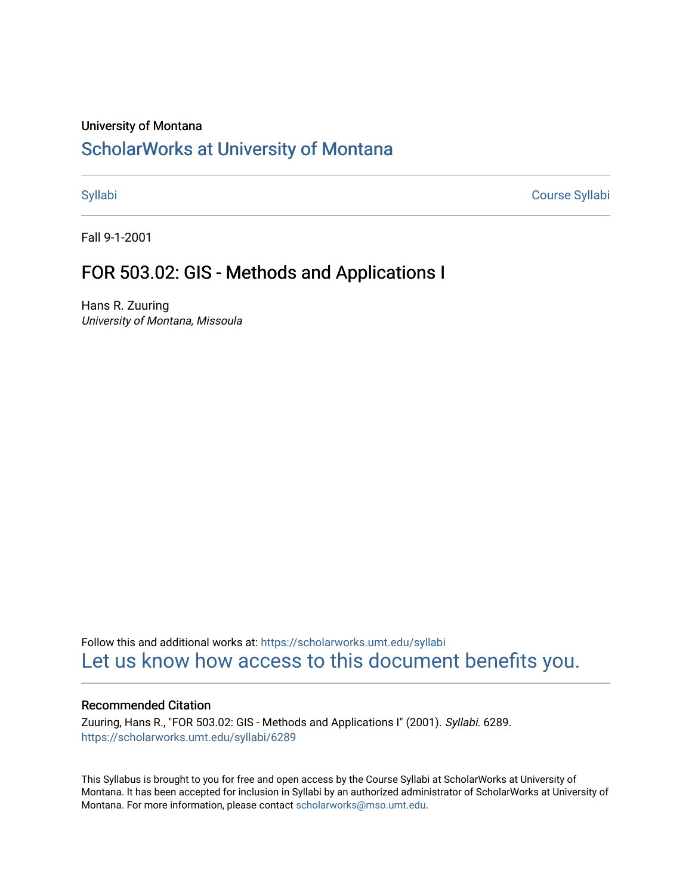University of Montana

# ScholarWorks at University of Montana

Syllabi | Course Syllabi

Fall 9-1-2001

## FOR 503.02: GIS - Methods and Applications I

Hans R. Zuuring
*University of Montana, Missoula*

Follow this and additional works at: https://scholarworks.umt.edu/syllabi

Let us know how access to this document benefits you.

### Recommended Citation

Zuuring, Hans R., "FOR 503.02: GIS - Methods and Applications I" (2001). *Syllabi*. 6289.
https://scholarworks.umt.edu/syllabi/6289

This Syllabus is brought to you for free and open access by the Course Syllabi at ScholarWorks at University of Montana. It has been accepted for inclusion in Syllabi by an authorized administrator of ScholarWorks at University of Montana. For more information, please contact scholarworks@mso.umt.edu.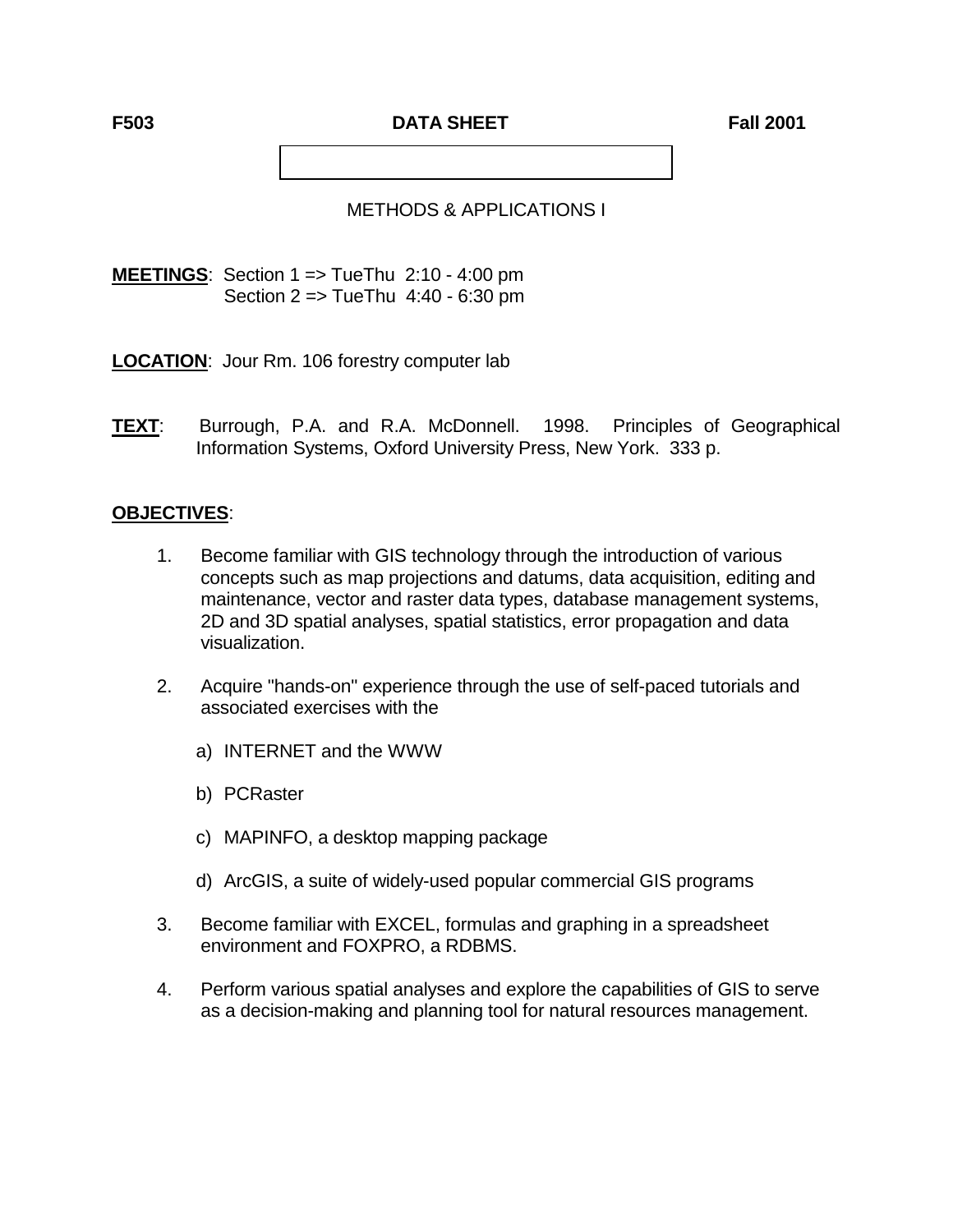**F503** **DATA SHEET** **Fall 2001**

METHODS & APPLICATIONS I

**MEETINGS**: Section 1 => TueThu 2:10 - 4:00 pm
Section 2 => TueThu 4:40 - 6:30 pm

**LOCATION**: Jour Rm. 106 forestry computer lab

**TEXT**: Burrough, P.A. and R.A. McDonnell. 1998. Principles of Geographical Information Systems, Oxford University Press, New York. 333 p.

**OBJECTIVES**:

1. Become familiar with GIS technology through the introduction of various concepts such as map projections and datums, data acquisition, editing and maintenance, vector and raster data types, database management systems, 2D and 3D spatial analyses, spatial statistics, error propagation and data visualization.

2. Acquire "hands-on" experience through the use of self-paced tutorials and associated exercises with the

   a) INTERNET and the WWW

   b) PCRaster

   c) MAPINFO, a desktop mapping package

   d) ArcGIS, a suite of widely-used popular commercial GIS programs

3. Become familiar with EXCEL, formulas and graphing in a spreadsheet environment and FOXPRO, a RDBMS.

4. Perform various spatial analyses and explore the capabilities of GIS to serve as a decision-making and planning tool for natural resources management.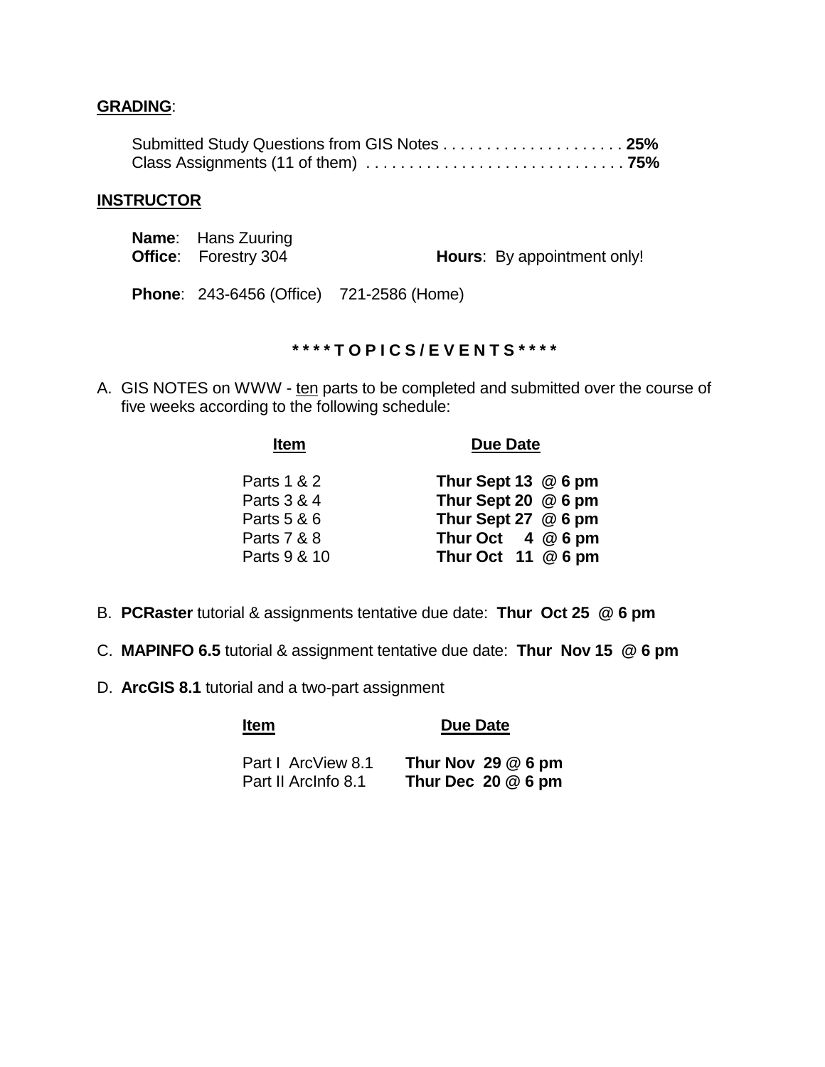**GRADING**:

Submitted Study Questions from GIS Notes . . . . . . . . . . . . . . . . . . . . . **25%**
Class Assignments (11 of them) . . . . . . . . . . . . . . . . . . . . . . . . . . . . . **75%**

**INSTRUCTOR**

**Name**: Hans Zuuring
**Office**: Forestry 304 **Hours**: By appointment only!

**Phone**: 243-6456 (Office) 721-2586 (Home)

**\* \* \* \* T O P I C S / E V E N T S \* \* \* \***

A. GIS NOTES on WWW - ten parts to be completed and submitted over the course of five weeks according to the following schedule:

| Item | Due Date |
|---|---|
| Parts 1 & 2 | **Thur Sept 13 @ 6 pm** |
| Parts 3 & 4 | **Thur Sept 20 @ 6 pm** |
| Parts 5 & 6 | **Thur Sept 27 @ 6 pm** |
| Parts 7 & 8 | **Thur Oct 4 @ 6 pm** |
| Parts 9 & 10 | **Thur Oct 11 @ 6 pm** |

B. **PCRaster** tutorial & assignments tentative due date: **Thur Oct 25 @ 6 pm**

C. **MAPINFO 6.5** tutorial & assignment tentative due date: **Thur Nov 15 @ 6 pm**

D. **ArcGIS 8.1** tutorial and a two-part assignment

| Item | Due Date |
|---|---|
| Part I ArcView 8.1 | **Thur Nov 29 @ 6 pm** |
| Part II ArcInfo 8.1 | **Thur Dec 20 @ 6 pm** |